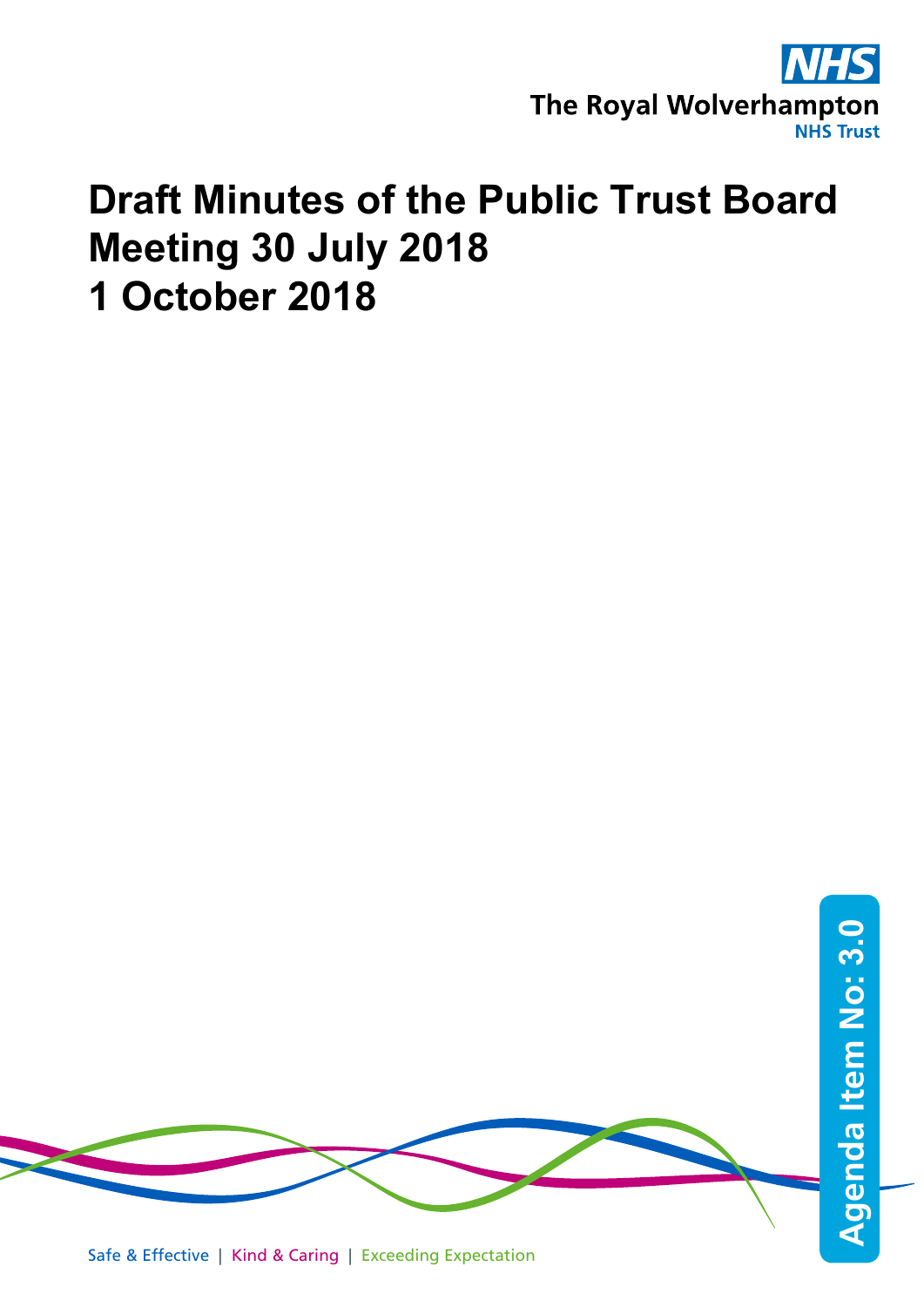NHS

The Royal Wolverhampton NHS Trust

# Draft Minutes of the Public Trust Board Meeting 30 July 2018
# 1 October 2018

Agenda Item No: 3.0

Safe & Effective | Kind & Caring | Exceeding Expectation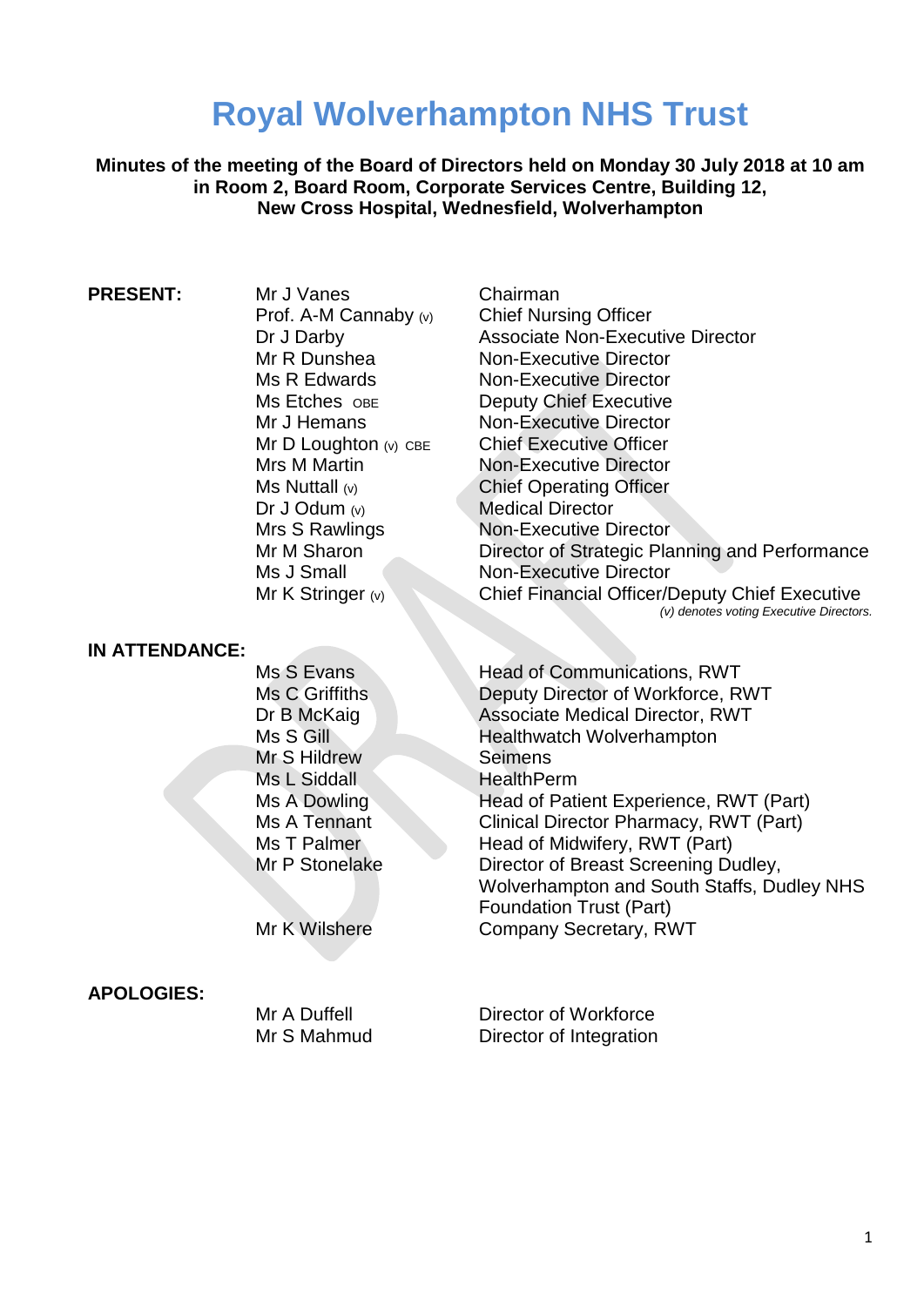# Royal Wolverhampton NHS Trust

**Minutes of the meeting of the Board of Directors held on Monday 30 July 2018 at 10 am in Room 2, Board Room, Corporate Services Centre, Building 12, New Cross Hospital, Wednesfield, Wolverhampton**

| | | |
|---|---|---|
| **PRESENT:** | Mr J Vanes | Chairman |
| | Prof. A-M Cannaby (v) | Chief Nursing Officer |
| | Dr J Darby | Associate Non-Executive Director |
| | Mr R Dunshea | Non-Executive Director |
| | Ms R Edwards | Non-Executive Director |
| | Ms Etches OBE | Deputy Chief Executive |
| | Mr J Hemans | Non-Executive Director |
| | Mr D Loughton (v) CBE | Chief Executive Officer |
| | Mrs M Martin | Non-Executive Director |
| | Ms Nuttall (v) | Chief Operating Officer |
| | Dr J Odum (v) | Medical Director |
| | Mrs S Rawlings | Non-Executive Director |
| | Mr M Sharon | Director of Strategic Planning and Performance |
| | Ms J Small | Non-Executive Director |
| | Mr K Stringer (v) | Chief Financial Officer/Deputy Chief Executive |

*(v) denotes voting Executive Directors.*

| | | |
|---|---|---|
| **IN ATTENDANCE:** | | |
| | Ms S Evans | Head of Communications, RWT |
| | Ms C Griffiths | Deputy Director of Workforce, RWT |
| | Dr B McKaig | Associate Medical Director, RWT |
| | Ms S Gill | Healthwatch Wolverhampton |
| | Mr S Hildrew | Seimens |
| | Ms L Siddall | HealthPerm |
| | Ms A Dowling | Head of Patient Experience, RWT (Part) |
| | Ms A Tennant | Clinical Director Pharmacy, RWT (Part) |
| | Ms T Palmer | Head of Midwifery, RWT (Part) |
| | Mr P Stonelake | Director of Breast Screening Dudley, Wolverhampton and South Staffs, Dudley NHS Foundation Trust (Part) |
| | Mr K Wilshere | Company Secretary, RWT |

| | | |
|---|---|---|
| **APOLOGIES:** | | |
| | Mr A Duffell | Director of Workforce |
| | Mr S Mahmud | Director of Integration |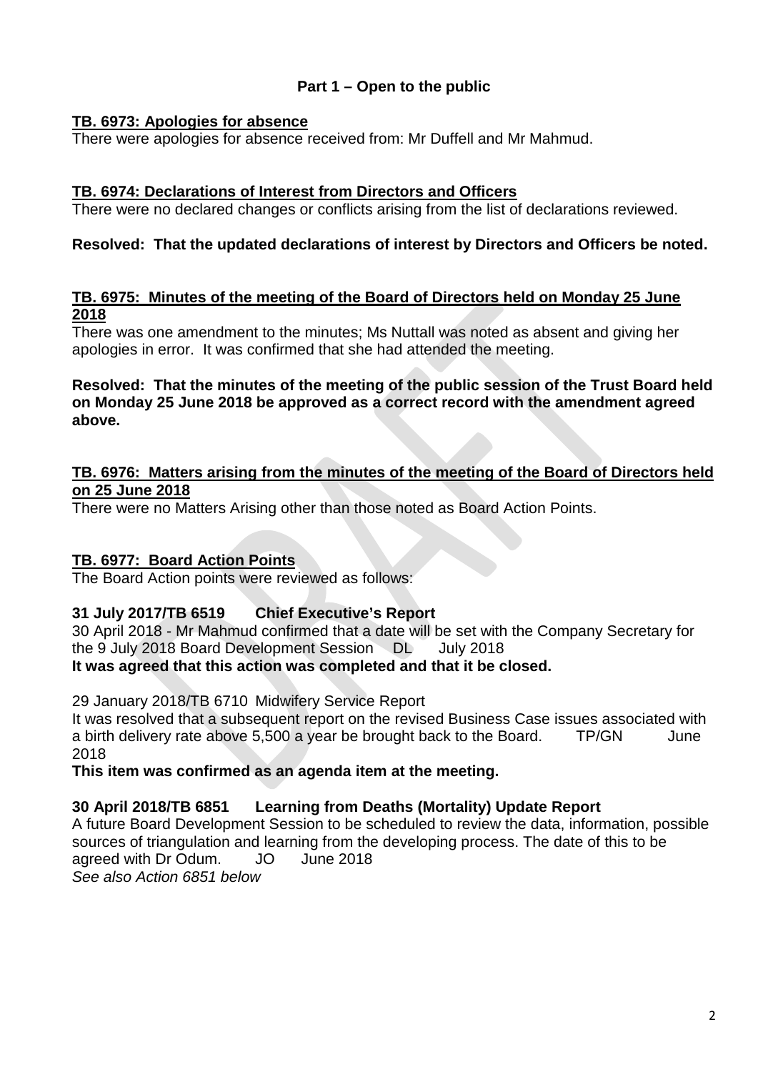**Part 1 – Open to the public**

**TB. 6973: Apologies for absence**

There were apologies for absence received from: Mr Duffell and Mr Mahmud.

**TB. 6974: Declarations of Interest from Directors and Officers**

There were no declared changes or conflicts arising from the list of declarations reviewed.

**Resolved: That the updated declarations of interest by Directors and Officers be noted.**

**TB. 6975: Minutes of the meeting of the Board of Directors held on Monday 25 June 2018**

There was one amendment to the minutes; Ms Nuttall was noted as absent and giving her apologies in error. It was confirmed that she had attended the meeting.

**Resolved: That the minutes of the meeting of the public session of the Trust Board held on Monday 25 June 2018 be approved as a correct record with the amendment agreed above.**

**TB. 6976: Matters arising from the minutes of the meeting of the Board of Directors held on 25 June 2018**

There were no Matters Arising other than those noted as Board Action Points.

**TB. 6977: Board Action Points**

The Board Action points were reviewed as follows:

**31 July 2017/TB 6519 Chief Executive's Report**

30 April 2018 - Mr Mahmud confirmed that a date will be set with the Company Secretary for the 9 July 2018 Board Development Session DL July 2018

**It was agreed that this action was completed and that it be closed.**

29 January 2018/TB 6710 Midwifery Service Report

It was resolved that a subsequent report on the revised Business Case issues associated with a birth delivery rate above 5,500 a year be brought back to the Board. TP/GN June 2018

**This item was confirmed as an agenda item at the meeting.**

**30 April 2018/TB 6851 Learning from Deaths (Mortality) Update Report**

A future Board Development Session to be scheduled to review the data, information, possible sources of triangulation and learning from the developing process. The date of this to be agreed with Dr Odum. JO June 2018

*See also Action 6851 below*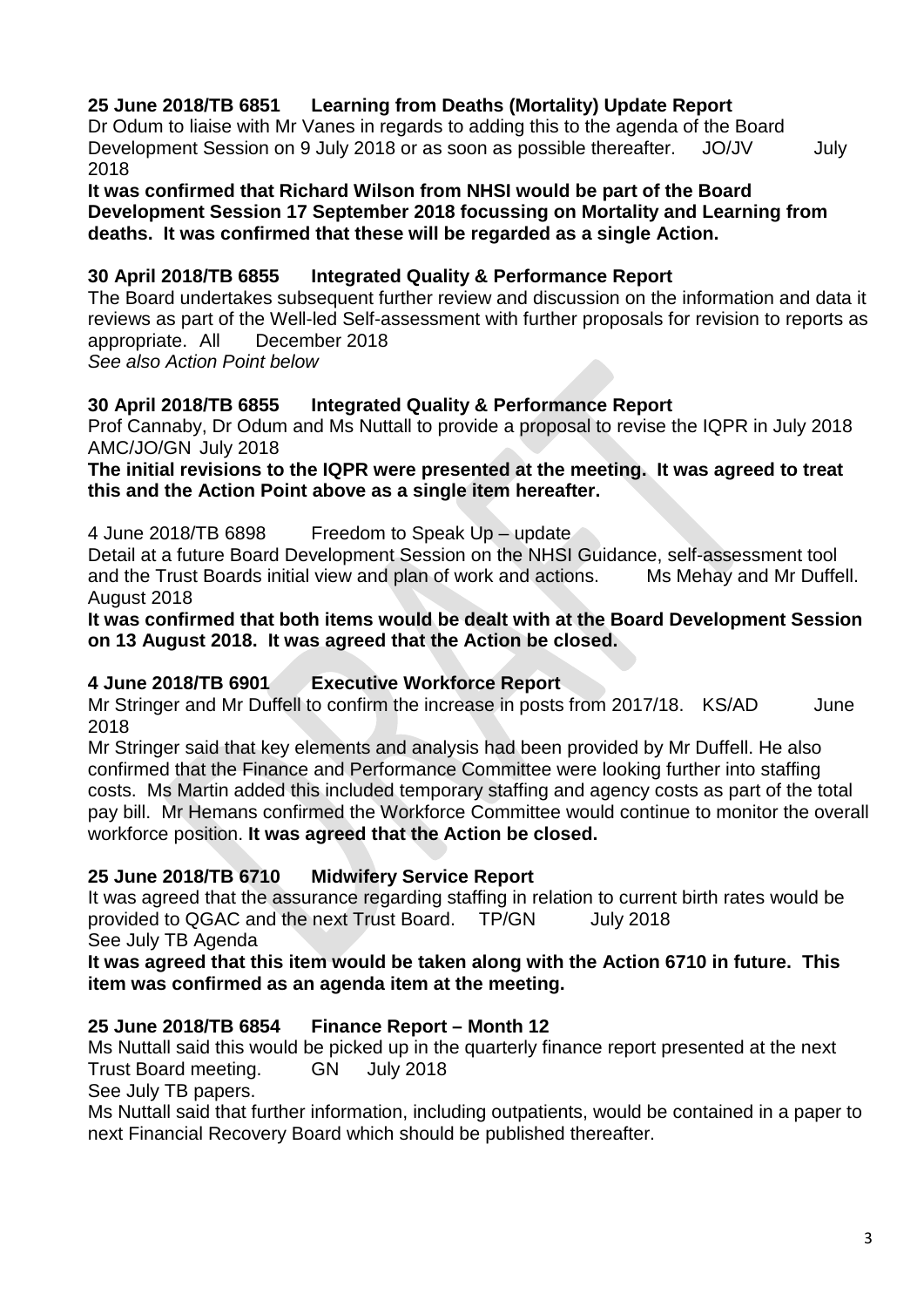**25 June 2018/TB 6851 Learning from Deaths (Mortality) Update Report**

Dr Odum to liaise with Mr Vanes in regards to adding this to the agenda of the Board Development Session on 9 July 2018 or as soon as possible thereafter. JO/JV July 2018

**It was confirmed that Richard Wilson from NHSI would be part of the Board Development Session 17 September 2018 focussing on Mortality and Learning from deaths. It was confirmed that these will be regarded as a single Action.**

**30 April 2018/TB 6855 Integrated Quality & Performance Report**

The Board undertakes subsequent further review and discussion on the information and data it reviews as part of the Well-led Self-assessment with further proposals for revision to reports as appropriate. All December 2018

*See also Action Point below*

**30 April 2018/TB 6855 Integrated Quality & Performance Report**

Prof Cannaby, Dr Odum and Ms Nuttall to provide a proposal to revise the IQPR in July 2018 AMC/JO/GN July 2018

**The initial revisions to the IQPR were presented at the meeting. It was agreed to treat this and the Action Point above as a single item hereafter.**

4 June 2018/TB 6898 Freedom to Speak Up – update

Detail at a future Board Development Session on the NHSI Guidance, self-assessment tool and the Trust Boards initial view and plan of work and actions. Ms Mehay and Mr Duffell. August 2018

**It was confirmed that both items would be dealt with at the Board Development Session on 13 August 2018. It was agreed that the Action be closed.**

**4 June 2018/TB 6901 Executive Workforce Report**

Mr Stringer and Mr Duffell to confirm the increase in posts from 2017/18. KS/AD June 2018

Mr Stringer said that key elements and analysis had been provided by Mr Duffell. He also confirmed that the Finance and Performance Committee were looking further into staffing costs. Ms Martin added this included temporary staffing and agency costs as part of the total pay bill. Mr Hemans confirmed the Workforce Committee would continue to monitor the overall workforce position. **It was agreed that the Action be closed.**

**25 June 2018/TB 6710 Midwifery Service Report**

It was agreed that the assurance regarding staffing in relation to current birth rates would be provided to QGAC and the next Trust Board. TP/GN July 2018

See July TB Agenda

**It was agreed that this item would be taken along with the Action 6710 in future. This item was confirmed as an agenda item at the meeting.**

**25 June 2018/TB 6854 Finance Report – Month 12**

Ms Nuttall said this would be picked up in the quarterly finance report presented at the next Trust Board meeting. GN July 2018

See July TB papers.

Ms Nuttall said that further information, including outpatients, would be contained in a paper to next Financial Recovery Board which should be published thereafter.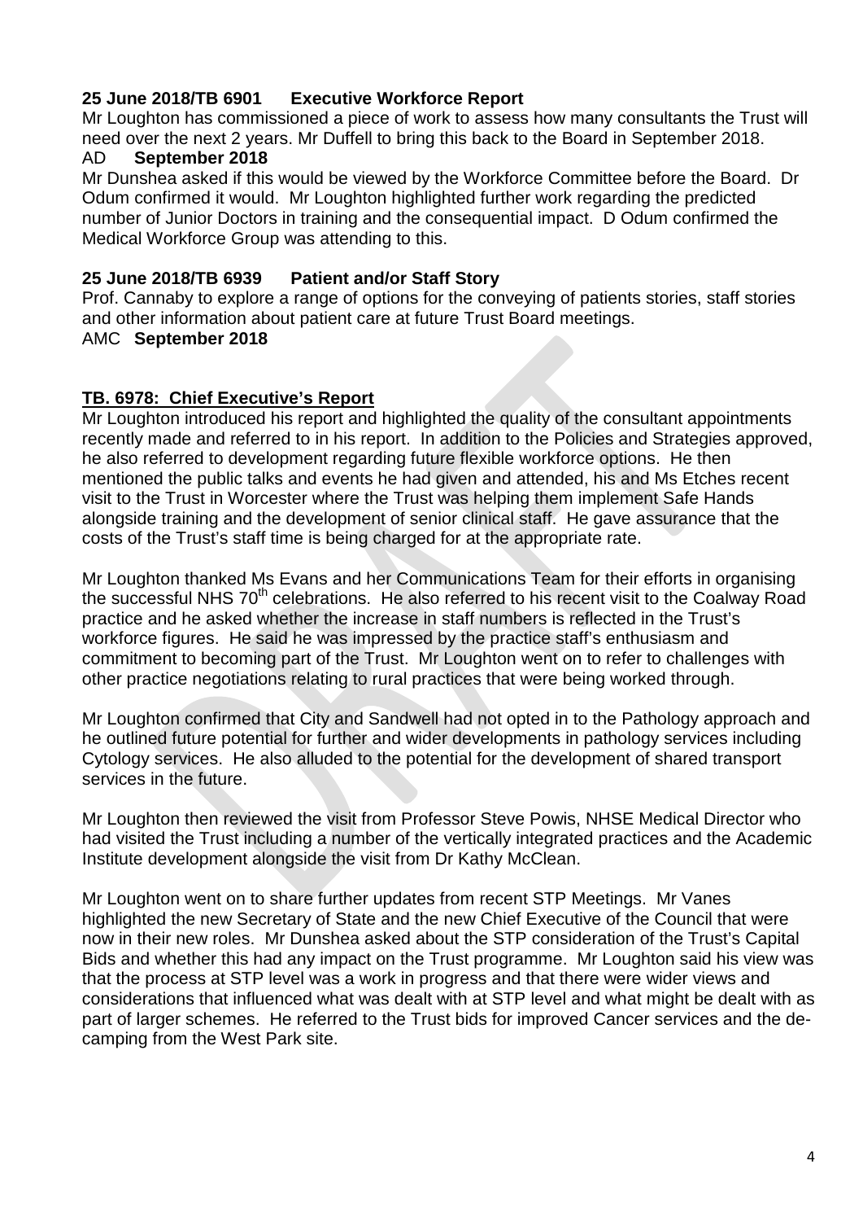**25 June 2018/TB 6901 Executive Workforce Report**

Mr Loughton has commissioned a piece of work to assess how many consultants the Trust will need over the next 2 years. Mr Duffell to bring this back to the Board in September 2018.

AD **September 2018**

Mr Dunshea asked if this would be viewed by the Workforce Committee before the Board. Dr Odum confirmed it would. Mr Loughton highlighted further work regarding the predicted number of Junior Doctors in training and the consequential impact. D Odum confirmed the Medical Workforce Group was attending to this.

**25 June 2018/TB 6939 Patient and/or Staff Story**

Prof. Cannaby to explore a range of options for the conveying of patients stories, staff stories and other information about patient care at future Trust Board meetings.

AMC **September 2018**

**TB. 6978: Chief Executive's Report**

Mr Loughton introduced his report and highlighted the quality of the consultant appointments recently made and referred to in his report. In addition to the Policies and Strategies approved, he also referred to development regarding future flexible workforce options. He then mentioned the public talks and events he had given and attended, his and Ms Etches recent visit to the Trust in Worcester where the Trust was helping them implement Safe Hands alongside training and the development of senior clinical staff. He gave assurance that the costs of the Trust's staff time is being charged for at the appropriate rate.

Mr Loughton thanked Ms Evans and her Communications Team for their efforts in organising the successful NHS 70th celebrations. He also referred to his recent visit to the Coalway Road practice and he asked whether the increase in staff numbers is reflected in the Trust's workforce figures. He said he was impressed by the practice staff's enthusiasm and commitment to becoming part of the Trust. Mr Loughton went on to refer to challenges with other practice negotiations relating to rural practices that were being worked through.

Mr Loughton confirmed that City and Sandwell had not opted in to the Pathology approach and he outlined future potential for further and wider developments in pathology services including Cytology services. He also alluded to the potential for the development of shared transport services in the future.

Mr Loughton then reviewed the visit from Professor Steve Powis, NHSE Medical Director who had visited the Trust including a number of the vertically integrated practices and the Academic Institute development alongside the visit from Dr Kathy McClean.

Mr Loughton went on to share further updates from recent STP Meetings. Mr Vanes highlighted the new Secretary of State and the new Chief Executive of the Council that were now in their new roles. Mr Dunshea asked about the STP consideration of the Trust's Capital Bids and whether this had any impact on the Trust programme. Mr Loughton said his view was that the process at STP level was a work in progress and that there were wider views and considerations that influenced what was dealt with at STP level and what might be dealt with as part of larger schemes. He referred to the Trust bids for improved Cancer services and the de-camping from the West Park site.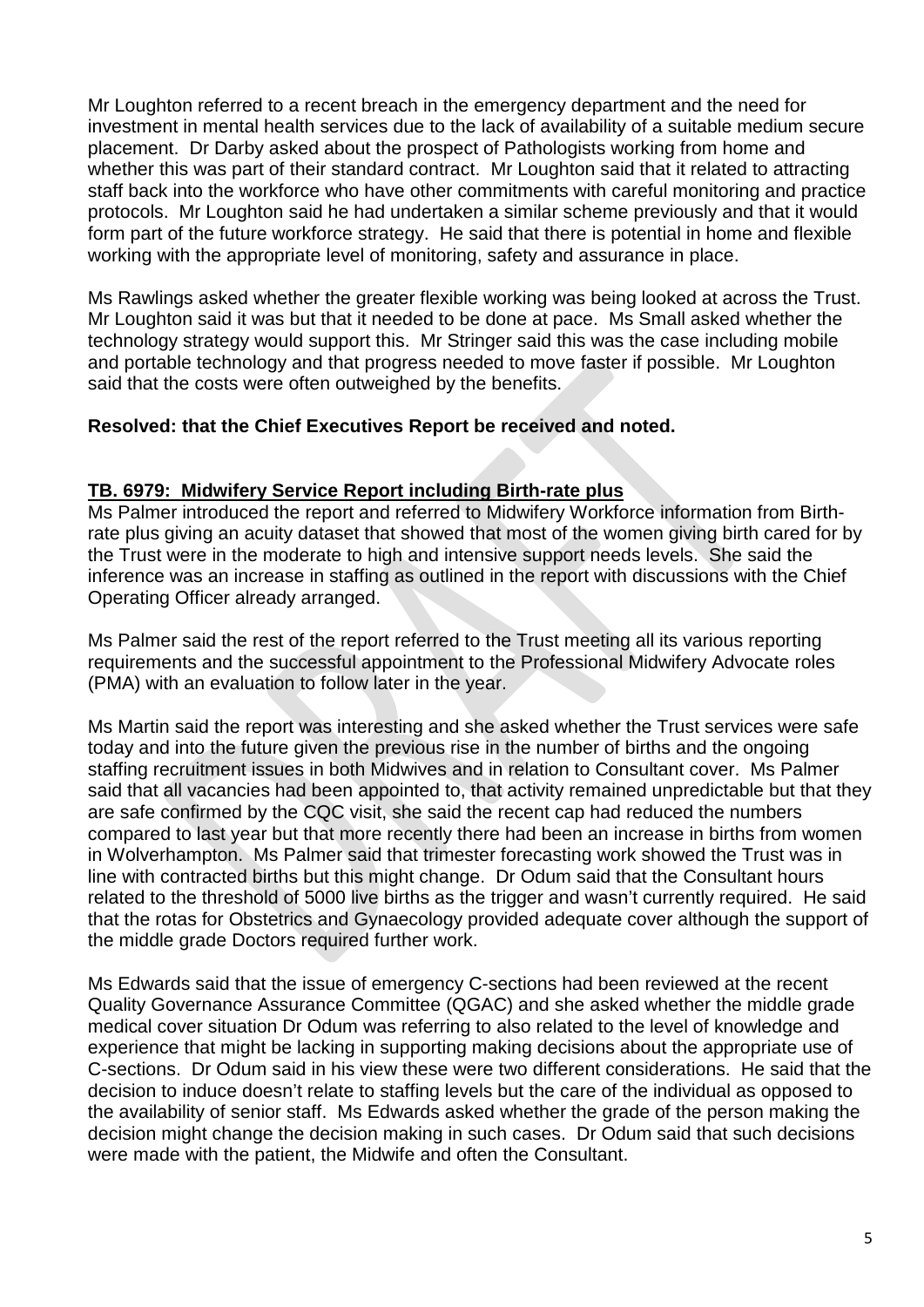Mr Loughton referred to a recent breach in the emergency department and the need for investment in mental health services due to the lack of availability of a suitable medium secure placement. Dr Darby asked about the prospect of Pathologists working from home and whether this was part of their standard contract. Mr Loughton said that it related to attracting staff back into the workforce who have other commitments with careful monitoring and practice protocols. Mr Loughton said he had undertaken a similar scheme previously and that it would form part of the future workforce strategy. He said that there is potential in home and flexible working with the appropriate level of monitoring, safety and assurance in place.

Ms Rawlings asked whether the greater flexible working was being looked at across the Trust. Mr Loughton said it was but that it needed to be done at pace. Ms Small asked whether the technology strategy would support this. Mr Stringer said this was the case including mobile and portable technology and that progress needed to move faster if possible. Mr Loughton said that the costs were often outweighed by the benefits.

**Resolved: that the Chief Executives Report be received and noted.**

**TB. 6979: Midwifery Service Report including Birth-rate plus**

Ms Palmer introduced the report and referred to Midwifery Workforce information from Birth-rate plus giving an acuity dataset that showed that most of the women giving birth cared for by the Trust were in the moderate to high and intensive support needs levels. She said the inference was an increase in staffing as outlined in the report with discussions with the Chief Operating Officer already arranged.

Ms Palmer said the rest of the report referred to the Trust meeting all its various reporting requirements and the successful appointment to the Professional Midwifery Advocate roles (PMA) with an evaluation to follow later in the year.

Ms Martin said the report was interesting and she asked whether the Trust services were safe today and into the future given the previous rise in the number of births and the ongoing staffing recruitment issues in both Midwives and in relation to Consultant cover. Ms Palmer said that all vacancies had been appointed to, that activity remained unpredictable but that they are safe confirmed by the CQC visit, she said the recent cap had reduced the numbers compared to last year but that more recently there had been an increase in births from women in Wolverhampton. Ms Palmer said that trimester forecasting work showed the Trust was in line with contracted births but this might change. Dr Odum said that the Consultant hours related to the threshold of 5000 live births as the trigger and wasn't currently required. He said that the rotas for Obstetrics and Gynaecology provided adequate cover although the support of the middle grade Doctors required further work.

Ms Edwards said that the issue of emergency C-sections had been reviewed at the recent Quality Governance Assurance Committee (QGAC) and she asked whether the middle grade medical cover situation Dr Odum was referring to also related to the level of knowledge and experience that might be lacking in supporting making decisions about the appropriate use of C-sections. Dr Odum said in his view these were two different considerations. He said that the decision to induce doesn't relate to staffing levels but the care of the individual as opposed to the availability of senior staff. Ms Edwards asked whether the grade of the person making the decision might change the decision making in such cases. Dr Odum said that such decisions were made with the patient, the Midwife and often the Consultant.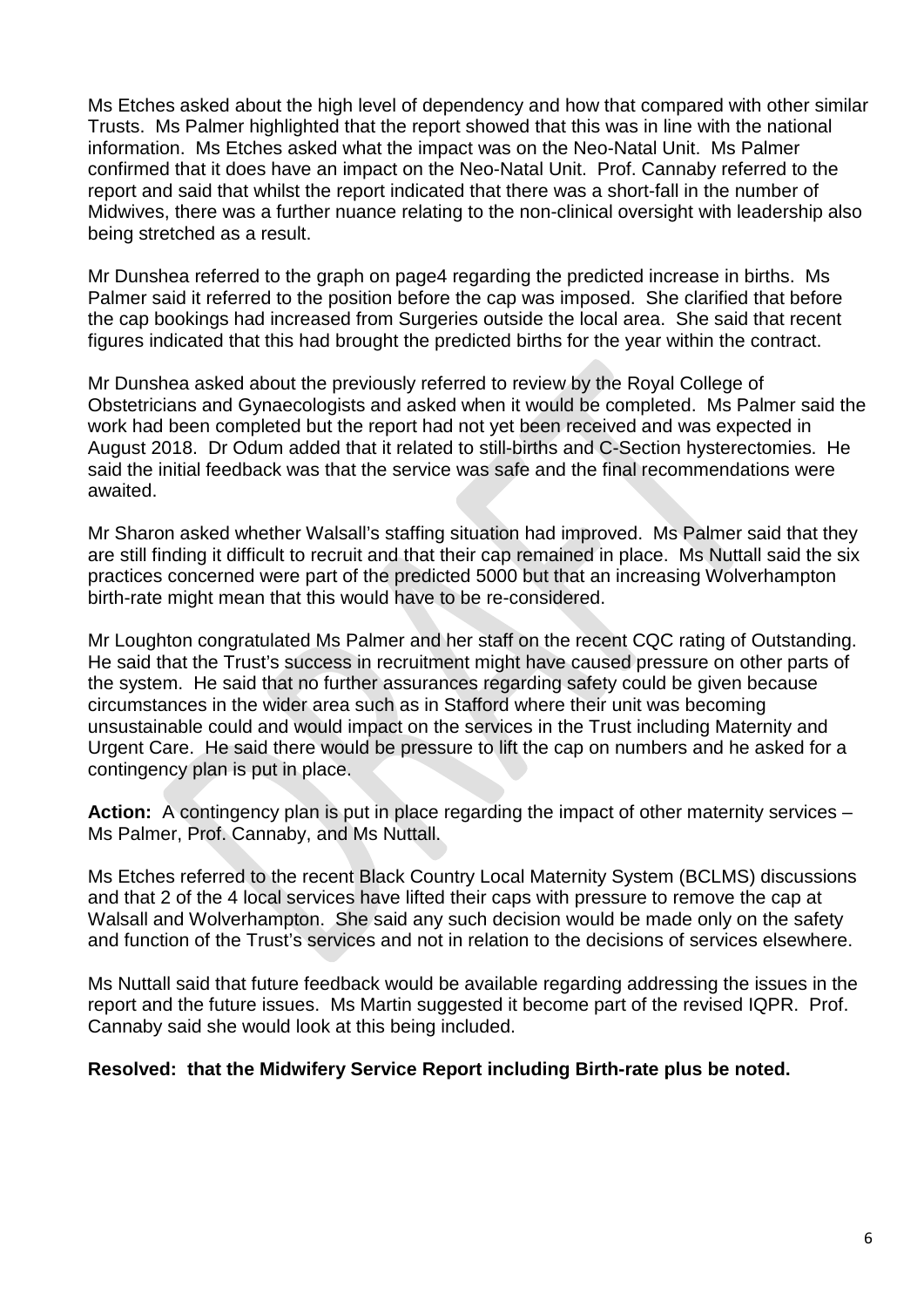Ms Etches asked about the high level of dependency and how that compared with other similar Trusts. Ms Palmer highlighted that the report showed that this was in line with the national information. Ms Etches asked what the impact was on the Neo-Natal Unit. Ms Palmer confirmed that it does have an impact on the Neo-Natal Unit. Prof. Cannaby referred to the report and said that whilst the report indicated that there was a short-fall in the number of Midwives, there was a further nuance relating to the non-clinical oversight with leadership also being stretched as a result.

Mr Dunshea referred to the graph on page4 regarding the predicted increase in births. Ms Palmer said it referred to the position before the cap was imposed. She clarified that before the cap bookings had increased from Surgeries outside the local area. She said that recent figures indicated that this had brought the predicted births for the year within the contract.

Mr Dunshea asked about the previously referred to review by the Royal College of Obstetricians and Gynaecologists and asked when it would be completed. Ms Palmer said the work had been completed but the report had not yet been received and was expected in August 2018. Dr Odum added that it related to still-births and C-Section hysterectomies. He said the initial feedback was that the service was safe and the final recommendations were awaited.

Mr Sharon asked whether Walsall's staffing situation had improved. Ms Palmer said that they are still finding it difficult to recruit and that their cap remained in place. Ms Nuttall said the six practices concerned were part of the predicted 5000 but that an increasing Wolverhampton birth-rate might mean that this would have to be re-considered.

Mr Loughton congratulated Ms Palmer and her staff on the recent CQC rating of Outstanding. He said that the Trust's success in recruitment might have caused pressure on other parts of the system. He said that no further assurances regarding safety could be given because circumstances in the wider area such as in Stafford where their unit was becoming unsustainable could and would impact on the services in the Trust including Maternity and Urgent Care. He said there would be pressure to lift the cap on numbers and he asked for a contingency plan is put in place.

**Action:** A contingency plan is put in place regarding the impact of other maternity services – Ms Palmer, Prof. Cannaby, and Ms Nuttall.

Ms Etches referred to the recent Black Country Local Maternity System (BCLMS) discussions and that 2 of the 4 local services have lifted their caps with pressure to remove the cap at Walsall and Wolverhampton. She said any such decision would be made only on the safety and function of the Trust's services and not in relation to the decisions of services elsewhere.

Ms Nuttall said that future feedback would be available regarding addressing the issues in the report and the future issues. Ms Martin suggested it become part of the revised IQPR. Prof. Cannaby said she would look at this being included.

**Resolved: that the Midwifery Service Report including Birth-rate plus be noted.**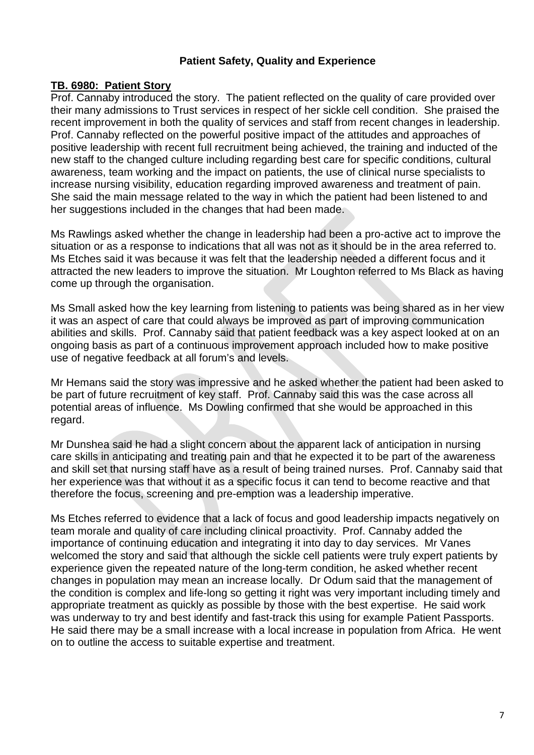## Patient Safety, Quality and Experience

**TB. 6980: Patient Story**

Prof. Cannaby introduced the story. The patient reflected on the quality of care provided over their many admissions to Trust services in respect of her sickle cell condition. She praised the recent improvement in both the quality of services and staff from recent changes in leadership. Prof. Cannaby reflected on the powerful positive impact of the attitudes and approaches of positive leadership with recent full recruitment being achieved, the training and inducted of the new staff to the changed culture including regarding best care for specific conditions, cultural awareness, team working and the impact on patients, the use of clinical nurse specialists to increase nursing visibility, education regarding improved awareness and treatment of pain. She said the main message related to the way in which the patient had been listened to and her suggestions included in the changes that had been made.

Ms Rawlings asked whether the change in leadership had been a pro-active act to improve the situation or as a response to indications that all was not as it should be in the area referred to. Ms Etches said it was because it was felt that the leadership needed a different focus and it attracted the new leaders to improve the situation. Mr Loughton referred to Ms Black as having come up through the organisation.

Ms Small asked how the key learning from listening to patients was being shared as in her view it was an aspect of care that could always be improved as part of improving communication abilities and skills. Prof. Cannaby said that patient feedback was a key aspect looked at on an ongoing basis as part of a continuous improvement approach included how to make positive use of negative feedback at all forum's and levels.

Mr Hemans said the story was impressive and he asked whether the patient had been asked to be part of future recruitment of key staff. Prof. Cannaby said this was the case across all potential areas of influence. Ms Dowling confirmed that she would be approached in this regard.

Mr Dunshea said he had a slight concern about the apparent lack of anticipation in nursing care skills in anticipating and treating pain and that he expected it to be part of the awareness and skill set that nursing staff have as a result of being trained nurses. Prof. Cannaby said that her experience was that without it as a specific focus it can tend to become reactive and that therefore the focus, screening and pre-emption was a leadership imperative.

Ms Etches referred to evidence that a lack of focus and good leadership impacts negatively on team morale and quality of care including clinical proactivity. Prof. Cannaby added the importance of continuing education and integrating it into day to day services. Mr Vanes welcomed the story and said that although the sickle cell patients were truly expert patients by experience given the repeated nature of the long-term condition, he asked whether recent changes in population may mean an increase locally. Dr Odum said that the management of the condition is complex and life-long so getting it right was very important including timely and appropriate treatment as quickly as possible by those with the best expertise. He said work was underway to try and best identify and fast-track this using for example Patient Passports. He said there may be a small increase with a local increase in population from Africa. He went on to outline the access to suitable expertise and treatment.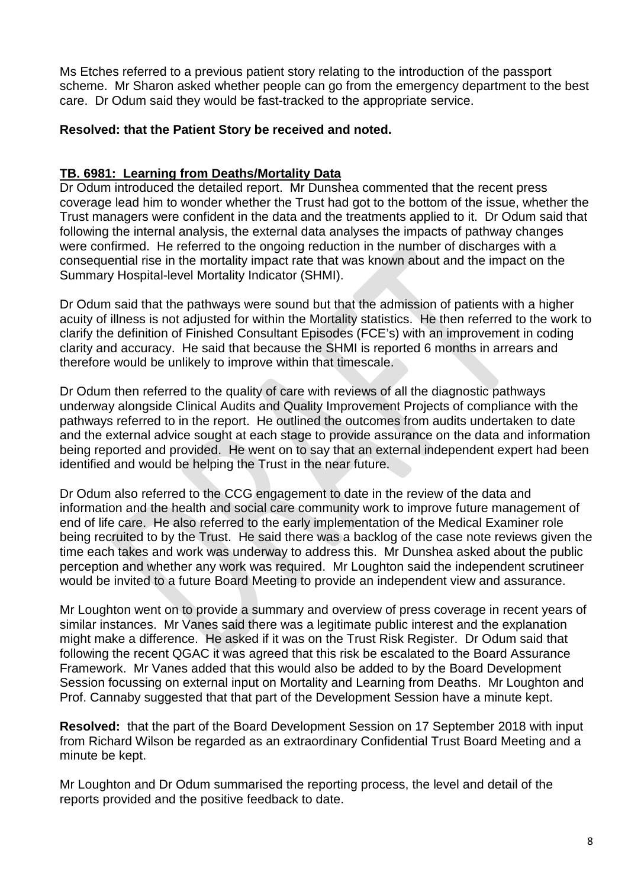Ms Etches referred to a previous patient story relating to the introduction of the passport scheme. Mr Sharon asked whether people can go from the emergency department to the best care. Dr Odum said they would be fast-tracked to the appropriate service.

**Resolved: that the Patient Story be received and noted.**

## TB. 6981: Learning from Deaths/Mortality Data

Dr Odum introduced the detailed report. Mr Dunshea commented that the recent press coverage lead him to wonder whether the Trust had got to the bottom of the issue, whether the Trust managers were confident in the data and the treatments applied to it. Dr Odum said that following the internal analysis, the external data analyses the impacts of pathway changes were confirmed. He referred to the ongoing reduction in the number of discharges with a consequential rise in the mortality impact rate that was known about and the impact on the Summary Hospital-level Mortality Indicator (SHMI).

Dr Odum said that the pathways were sound but that the admission of patients with a higher acuity of illness is not adjusted for within the Mortality statistics. He then referred to the work to clarify the definition of Finished Consultant Episodes (FCE's) with an improvement in coding clarity and accuracy. He said that because the SHMI is reported 6 months in arrears and therefore would be unlikely to improve within that timescale.

Dr Odum then referred to the quality of care with reviews of all the diagnostic pathways underway alongside Clinical Audits and Quality Improvement Projects of compliance with the pathways referred to in the report. He outlined the outcomes from audits undertaken to date and the external advice sought at each stage to provide assurance on the data and information being reported and provided. He went on to say that an external independent expert had been identified and would be helping the Trust in the near future.

Dr Odum also referred to the CCG engagement to date in the review of the data and information and the health and social care community work to improve future management of end of life care. He also referred to the early implementation of the Medical Examiner role being recruited to by the Trust. He said there was a backlog of the case note reviews given the time each takes and work was underway to address this. Mr Dunshea asked about the public perception and whether any work was required. Mr Loughton said the independent scrutineer would be invited to a future Board Meeting to provide an independent view and assurance.

Mr Loughton went on to provide a summary and overview of press coverage in recent years of similar instances. Mr Vanes said there was a legitimate public interest and the explanation might make a difference. He asked if it was on the Trust Risk Register. Dr Odum said that following the recent QGAC it was agreed that this risk be escalated to the Board Assurance Framework. Mr Vanes added that this would also be added to by the Board Development Session focussing on external input on Mortality and Learning from Deaths. Mr Loughton and Prof. Cannaby suggested that that part of the Development Session have a minute kept.

**Resolved:** that the part of the Board Development Session on 17 September 2018 with input from Richard Wilson be regarded as an extraordinary Confidential Trust Board Meeting and a minute be kept.

Mr Loughton and Dr Odum summarised the reporting process, the level and detail of the reports provided and the positive feedback to date.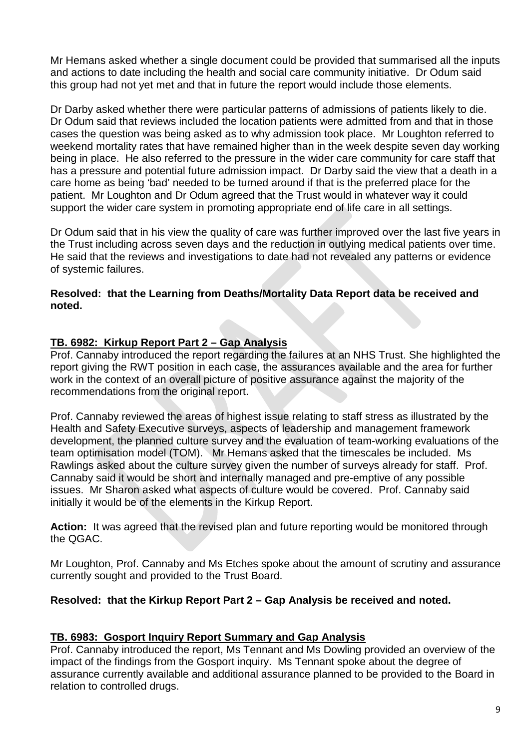Mr Hemans asked whether a single document could be provided that summarised all the inputs and actions to date including the health and social care community initiative. Dr Odum said this group had not yet met and that in future the report would include those elements.

Dr Darby asked whether there were particular patterns of admissions of patients likely to die. Dr Odum said that reviews included the location patients were admitted from and that in those cases the question was being asked as to why admission took place. Mr Loughton referred to weekend mortality rates that have remained higher than in the week despite seven day working being in place. He also referred to the pressure in the wider care community for care staff that has a pressure and potential future admission impact. Dr Darby said the view that a death in a care home as being 'bad' needed to be turned around if that is the preferred place for the patient. Mr Loughton and Dr Odum agreed that the Trust would in whatever way it could support the wider care system in promoting appropriate end of life care in all settings.

Dr Odum said that in his view the quality of care was further improved over the last five years in the Trust including across seven days and the reduction in outlying medical patients over time. He said that the reviews and investigations to date had not revealed any patterns or evidence of systemic failures.

**Resolved: that the Learning from Deaths/Mortality Data Report data be received and noted.**

**TB. 6982: Kirkup Report Part 2 – Gap Analysis**

Prof. Cannaby introduced the report regarding the failures at an NHS Trust. She highlighted the report giving the RWT position in each case, the assurances available and the area for further work in the context of an overall picture of positive assurance against the majority of the recommendations from the original report.

Prof. Cannaby reviewed the areas of highest issue relating to staff stress as illustrated by the Health and Safety Executive surveys, aspects of leadership and management framework development, the planned culture survey and the evaluation of team-working evaluations of the team optimisation model (TOM). Mr Hemans asked that the timescales be included. Ms Rawlings asked about the culture survey given the number of surveys already for staff. Prof. Cannaby said it would be short and internally managed and pre-emptive of any possible issues. Mr Sharon asked what aspects of culture would be covered. Prof. Cannaby said initially it would be of the elements in the Kirkup Report.

**Action:** It was agreed that the revised plan and future reporting would be monitored through the QGAC.

Mr Loughton, Prof. Cannaby and Ms Etches spoke about the amount of scrutiny and assurance currently sought and provided to the Trust Board.

**Resolved: that the Kirkup Report Part 2 – Gap Analysis be received and noted.**

**TB. 6983: Gosport Inquiry Report Summary and Gap Analysis**

Prof. Cannaby introduced the report, Ms Tennant and Ms Dowling provided an overview of the impact of the findings from the Gosport inquiry. Ms Tennant spoke about the degree of assurance currently available and additional assurance planned to be provided to the Board in relation to controlled drugs.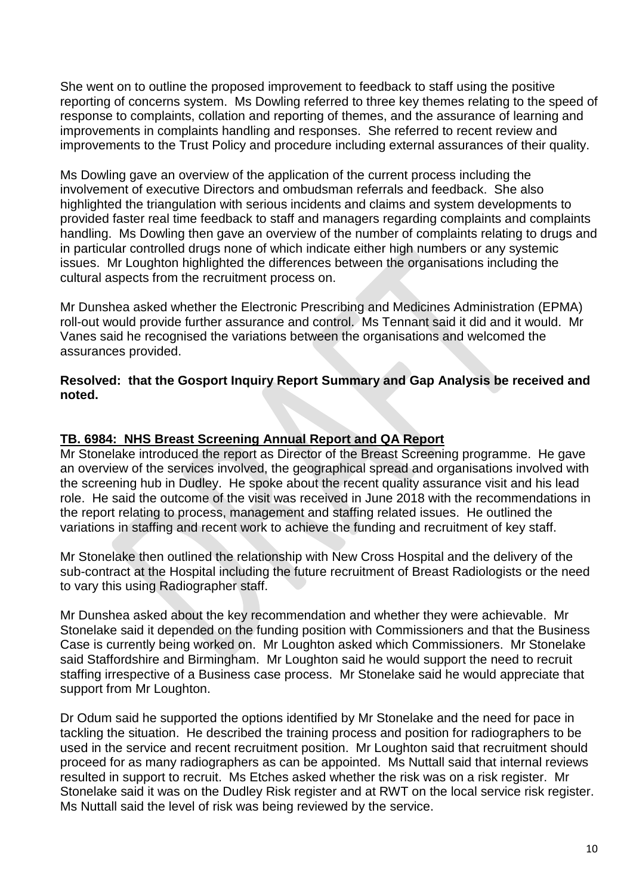She went on to outline the proposed improvement to feedback to staff using the positive reporting of concerns system. Ms Dowling referred to three key themes relating to the speed of response to complaints, collation and reporting of themes, and the assurance of learning and improvements in complaints handling and responses. She referred to recent review and improvements to the Trust Policy and procedure including external assurances of their quality.

Ms Dowling gave an overview of the application of the current process including the involvement of executive Directors and ombudsman referrals and feedback. She also highlighted the triangulation with serious incidents and claims and system developments to provided faster real time feedback to staff and managers regarding complaints and complaints handling. Ms Dowling then gave an overview of the number of complaints relating to drugs and in particular controlled drugs none of which indicate either high numbers or any systemic issues. Mr Loughton highlighted the differences between the organisations including the cultural aspects from the recruitment process on.

Mr Dunshea asked whether the Electronic Prescribing and Medicines Administration (EPMA) roll-out would provide further assurance and control. Ms Tennant said it did and it would. Mr Vanes said he recognised the variations between the organisations and welcomed the assurances provided.

**Resolved: that the Gosport Inquiry Report Summary and Gap Analysis be received and noted.**

**TB. 6984: NHS Breast Screening Annual Report and QA Report**

Mr Stonelake introduced the report as Director of the Breast Screening programme. He gave an overview of the services involved, the geographical spread and organisations involved with the screening hub in Dudley. He spoke about the recent quality assurance visit and his lead role. He said the outcome of the visit was received in June 2018 with the recommendations in the report relating to process, management and staffing related issues. He outlined the variations in staffing and recent work to achieve the funding and recruitment of key staff.

Mr Stonelake then outlined the relationship with New Cross Hospital and the delivery of the sub-contract at the Hospital including the future recruitment of Breast Radiologists or the need to vary this using Radiographer staff.

Mr Dunshea asked about the key recommendation and whether they were achievable. Mr Stonelake said it depended on the funding position with Commissioners and that the Business Case is currently being worked on. Mr Loughton asked which Commissioners. Mr Stonelake said Staffordshire and Birmingham. Mr Loughton said he would support the need to recruit staffing irrespective of a Business case process. Mr Stonelake said he would appreciate that support from Mr Loughton.

Dr Odum said he supported the options identified by Mr Stonelake and the need for pace in tackling the situation. He described the training process and position for radiographers to be used in the service and recent recruitment position. Mr Loughton said that recruitment should proceed for as many radiographers as can be appointed. Ms Nuttall said that internal reviews resulted in support to recruit. Ms Etches asked whether the risk was on a risk register. Mr Stonelake said it was on the Dudley Risk register and at RWT on the local service risk register. Ms Nuttall said the level of risk was being reviewed by the service.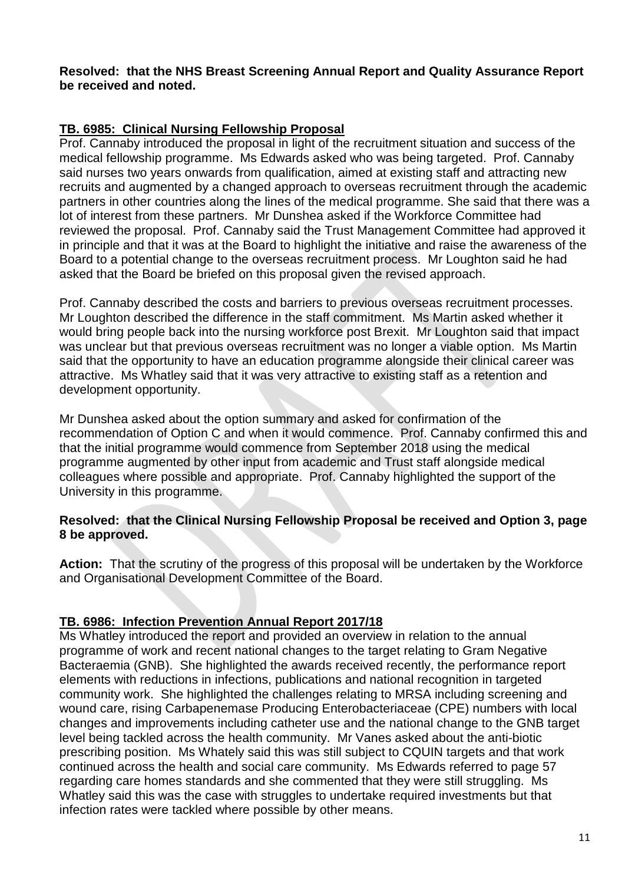**Resolved: that the NHS Breast Screening Annual Report and Quality Assurance Report be received and noted.**

## TB. 6985: Clinical Nursing Fellowship Proposal

Prof. Cannaby introduced the proposal in light of the recruitment situation and success of the medical fellowship programme. Ms Edwards asked who was being targeted. Prof. Cannaby said nurses two years onwards from qualification, aimed at existing staff and attracting new recruits and augmented by a changed approach to overseas recruitment through the academic partners in other countries along the lines of the medical programme. She said that there was a lot of interest from these partners. Mr Dunshea asked if the Workforce Committee had reviewed the proposal. Prof. Cannaby said the Trust Management Committee had approved it in principle and that it was at the Board to highlight the initiative and raise the awareness of the Board to a potential change to the overseas recruitment process. Mr Loughton said he had asked that the Board be briefed on this proposal given the revised approach.

Prof. Cannaby described the costs and barriers to previous overseas recruitment processes. Mr Loughton described the difference in the staff commitment. Ms Martin asked whether it would bring people back into the nursing workforce post Brexit. Mr Loughton said that impact was unclear but that previous overseas recruitment was no longer a viable option. Ms Martin said that the opportunity to have an education programme alongside their clinical career was attractive. Ms Whatley said that it was very attractive to existing staff as a retention and development opportunity.

Mr Dunshea asked about the option summary and asked for confirmation of the recommendation of Option C and when it would commence. Prof. Cannaby confirmed this and that the initial programme would commence from September 2018 using the medical programme augmented by other input from academic and Trust staff alongside medical colleagues where possible and appropriate. Prof. Cannaby highlighted the support of the University in this programme.

**Resolved: that the Clinical Nursing Fellowship Proposal be received and Option 3, page 8 be approved.**

**Action:** That the scrutiny of the progress of this proposal will be undertaken by the Workforce and Organisational Development Committee of the Board.

## TB. 6986: Infection Prevention Annual Report 2017/18

Ms Whatley introduced the report and provided an overview in relation to the annual programme of work and recent national changes to the target relating to Gram Negative Bacteraemia (GNB). She highlighted the awards received recently, the performance report elements with reductions in infections, publications and national recognition in targeted community work. She highlighted the challenges relating to MRSA including screening and wound care, rising Carbapenemase Producing Enterobacteriaceae (CPE) numbers with local changes and improvements including catheter use and the national change to the GNB target level being tackled across the health community. Mr Vanes asked about the anti-biotic prescribing position. Ms Whately said this was still subject to CQUIN targets and that work continued across the health and social care community. Ms Edwards referred to page 57 regarding care homes standards and she commented that they were still struggling. Ms Whatley said this was the case with struggles to undertake required investments but that infection rates were tackled where possible by other means.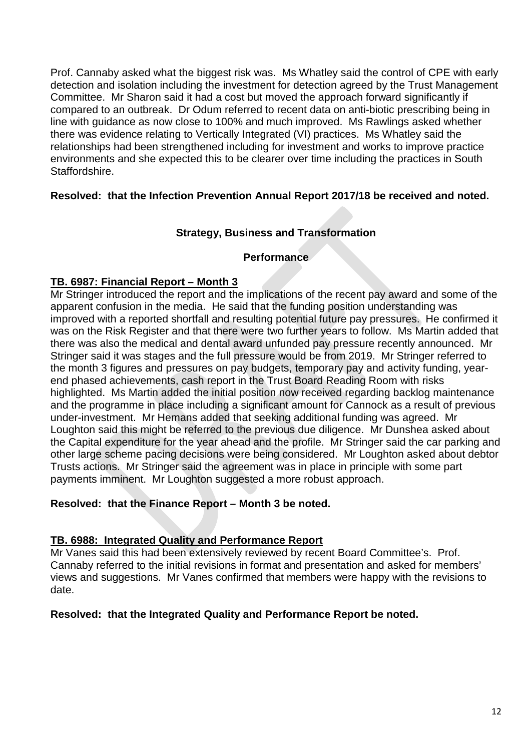Prof. Cannaby asked what the biggest risk was. Ms Whatley said the control of CPE with early detection and isolation including the investment for detection agreed by the Trust Management Committee. Mr Sharon said it had a cost but moved the approach forward significantly if compared to an outbreak. Dr Odum referred to recent data on anti-biotic prescribing being in line with guidance as now close to 100% and much improved. Ms Rawlings asked whether there was evidence relating to Vertically Integrated (VI) practices. Ms Whatley said the relationships had been strengthened including for investment and works to improve practice environments and she expected this to be clearer over time including the practices in South Staffordshire.

**Resolved: that the Infection Prevention Annual Report 2017/18 be received and noted.**

## Strategy, Business and Transformation

### Performance

**TB. 6987: Financial Report – Month 3**

Mr Stringer introduced the report and the implications of the recent pay award and some of the apparent confusion in the media. He said that the funding position understanding was improved with a reported shortfall and resulting potential future pay pressures. He confirmed it was on the Risk Register and that there were two further years to follow. Ms Martin added that there was also the medical and dental award unfunded pay pressure recently announced. Mr Stringer said it was stages and the full pressure would be from 2019. Mr Stringer referred to the month 3 figures and pressures on pay budgets, temporary pay and activity funding, year-end phased achievements, cash report in the Trust Board Reading Room with risks highlighted. Ms Martin added the initial position now received regarding backlog maintenance and the programme in place including a significant amount for Cannock as a result of previous under-investment. Mr Hemans added that seeking additional funding was agreed. Mr Loughton said this might be referred to the previous due diligence. Mr Dunshea asked about the Capital expenditure for the year ahead and the profile. Mr Stringer said the car parking and other large scheme pacing decisions were being considered. Mr Loughton asked about debtor Trusts actions. Mr Stringer said the agreement was in place in principle with some part payments imminent. Mr Loughton suggested a more robust approach.

**Resolved: that the Finance Report – Month 3 be noted.**

**TB. 6988: Integrated Quality and Performance Report**

Mr Vanes said this had been extensively reviewed by recent Board Committee's. Prof. Cannaby referred to the initial revisions in format and presentation and asked for members' views and suggestions. Mr Vanes confirmed that members were happy with the revisions to date.

**Resolved: that the Integrated Quality and Performance Report be noted.**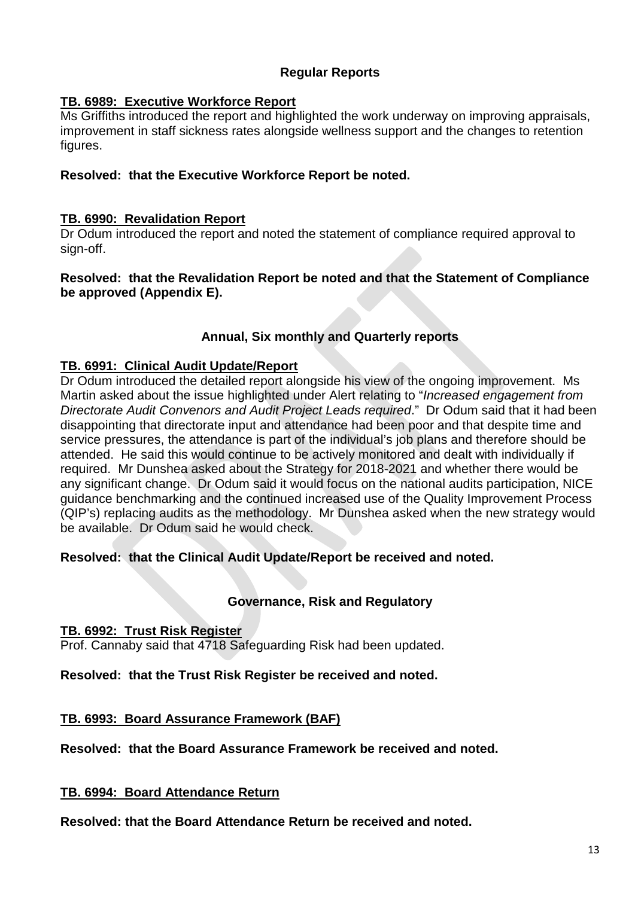## Regular Reports

### TB. 6989: Executive Workforce Report

Ms Griffiths introduced the report and highlighted the work underway on improving appraisals, improvement in staff sickness rates alongside wellness support and the changes to retention figures.

**Resolved: that the Executive Workforce Report be noted.**

### TB. 6990: Revalidation Report

Dr Odum introduced the report and noted the statement of compliance required approval to sign-off.

**Resolved: that the Revalidation Report be noted and that the Statement of Compliance be approved (Appendix E).**

## Annual, Six monthly and Quarterly reports

### TB. 6991: Clinical Audit Update/Report

Dr Odum introduced the detailed report alongside his view of the ongoing improvement. Ms Martin asked about the issue highlighted under Alert relating to "*Increased engagement from Directorate Audit Convenors and Audit Project Leads required*." Dr Odum said that it had been disappointing that directorate input and attendance had been poor and that despite time and service pressures, the attendance is part of the individual's job plans and therefore should be attended. He said this would continue to be actively monitored and dealt with individually if required. Mr Dunshea asked about the Strategy for 2018-2021 and whether there would be any significant change. Dr Odum said it would focus on the national audits participation, NICE guidance benchmarking and the continued increased use of the Quality Improvement Process (QIP's) replacing audits as the methodology. Mr Dunshea asked when the new strategy would be available. Dr Odum said he would check.

**Resolved: that the Clinical Audit Update/Report be received and noted.**

## Governance, Risk and Regulatory

### TB. 6992: Trust Risk Register

Prof. Cannaby said that 4718 Safeguarding Risk had been updated.

**Resolved: that the Trust Risk Register be received and noted.**

### TB. 6993: Board Assurance Framework (BAF)

**Resolved: that the Board Assurance Framework be received and noted.**

### TB. 6994: Board Attendance Return

**Resolved: that the Board Attendance Return be received and noted.**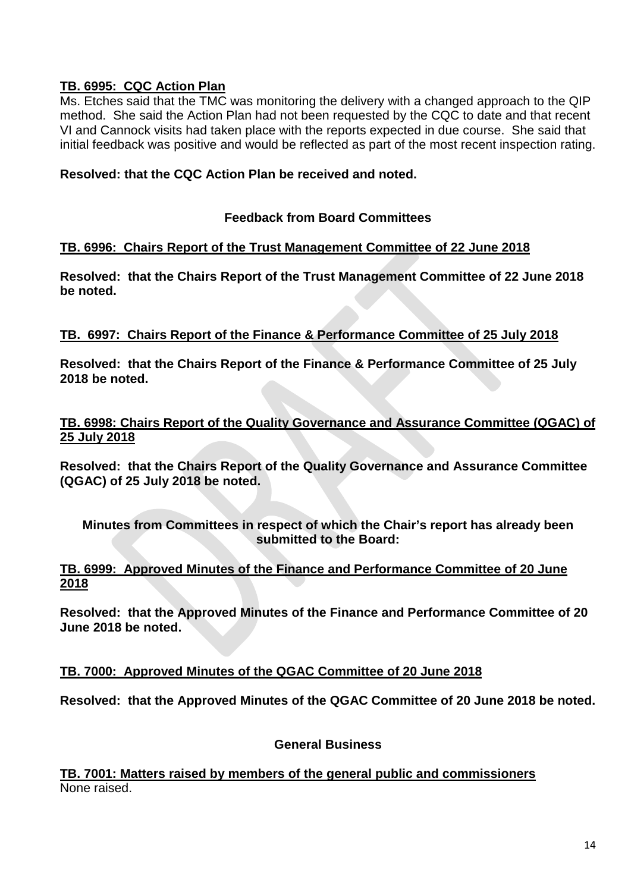**TB. 6995: CQC Action Plan**

Ms. Etches said that the TMC was monitoring the delivery with a changed approach to the QIP method. She said the Action Plan had not been requested by the CQC to date and that recent VI and Cannock visits had taken place with the reports expected in due course. She said that initial feedback was positive and would be reflected as part of the most recent inspection rating.

**Resolved: that the CQC Action Plan be received and noted.**

## Feedback from Board Committees

**TB. 6996: Chairs Report of the Trust Management Committee of 22 June 2018**

**Resolved: that the Chairs Report of the Trust Management Committee of 22 June 2018 be noted.**

**TB. 6997: Chairs Report of the Finance & Performance Committee of 25 July 2018**

**Resolved: that the Chairs Report of the Finance & Performance Committee of 25 July 2018 be noted.**

**TB. 6998: Chairs Report of the Quality Governance and Assurance Committee (QGAC) of 25 July 2018**

**Resolved: that the Chairs Report of the Quality Governance and Assurance Committee (QGAC) of 25 July 2018 be noted.**

## Minutes from Committees in respect of which the Chair's report has already been submitted to the Board:

**TB. 6999: Approved Minutes of the Finance and Performance Committee of 20 June 2018**

**Resolved: that the Approved Minutes of the Finance and Performance Committee of 20 June 2018 be noted.**

**TB. 7000: Approved Minutes of the QGAC Committee of 20 June 2018**

**Resolved: that the Approved Minutes of the QGAC Committee of 20 June 2018 be noted.**

## General Business

**TB. 7001: Matters raised by members of the general public and commissioners**

None raised.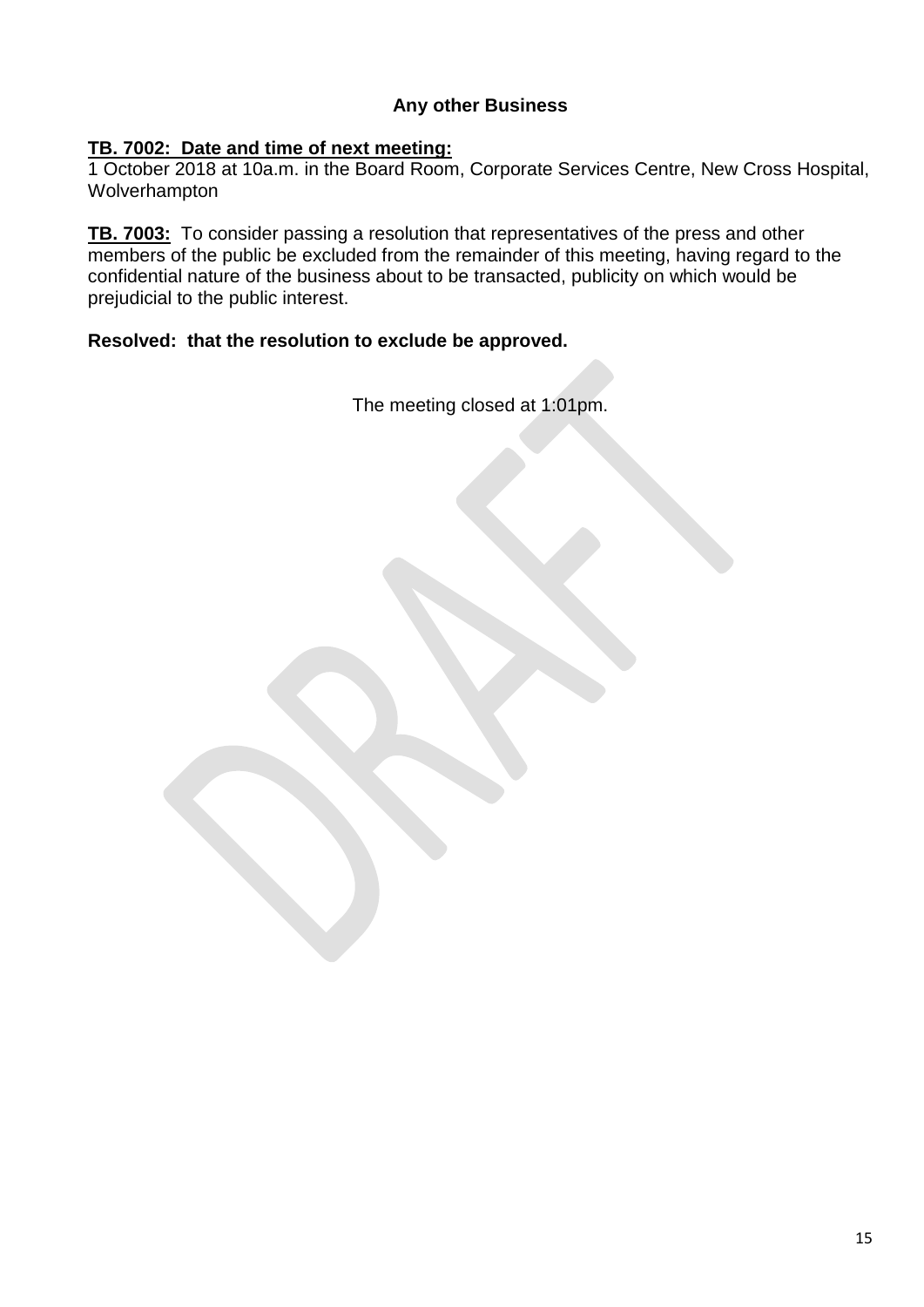**Any other Business**

**TB. 7002: Date and time of next meeting:**

1 October 2018 at 10a.m. in the Board Room, Corporate Services Centre, New Cross Hospital, Wolverhampton

**TB. 7003:** To consider passing a resolution that representatives of the press and other members of the public be excluded from the remainder of this meeting, having regard to the confidential nature of the business about to be transacted, publicity on which would be prejudicial to the public interest.

**Resolved: that the resolution to exclude be approved.**

The meeting closed at 1:01pm.

DRAFT